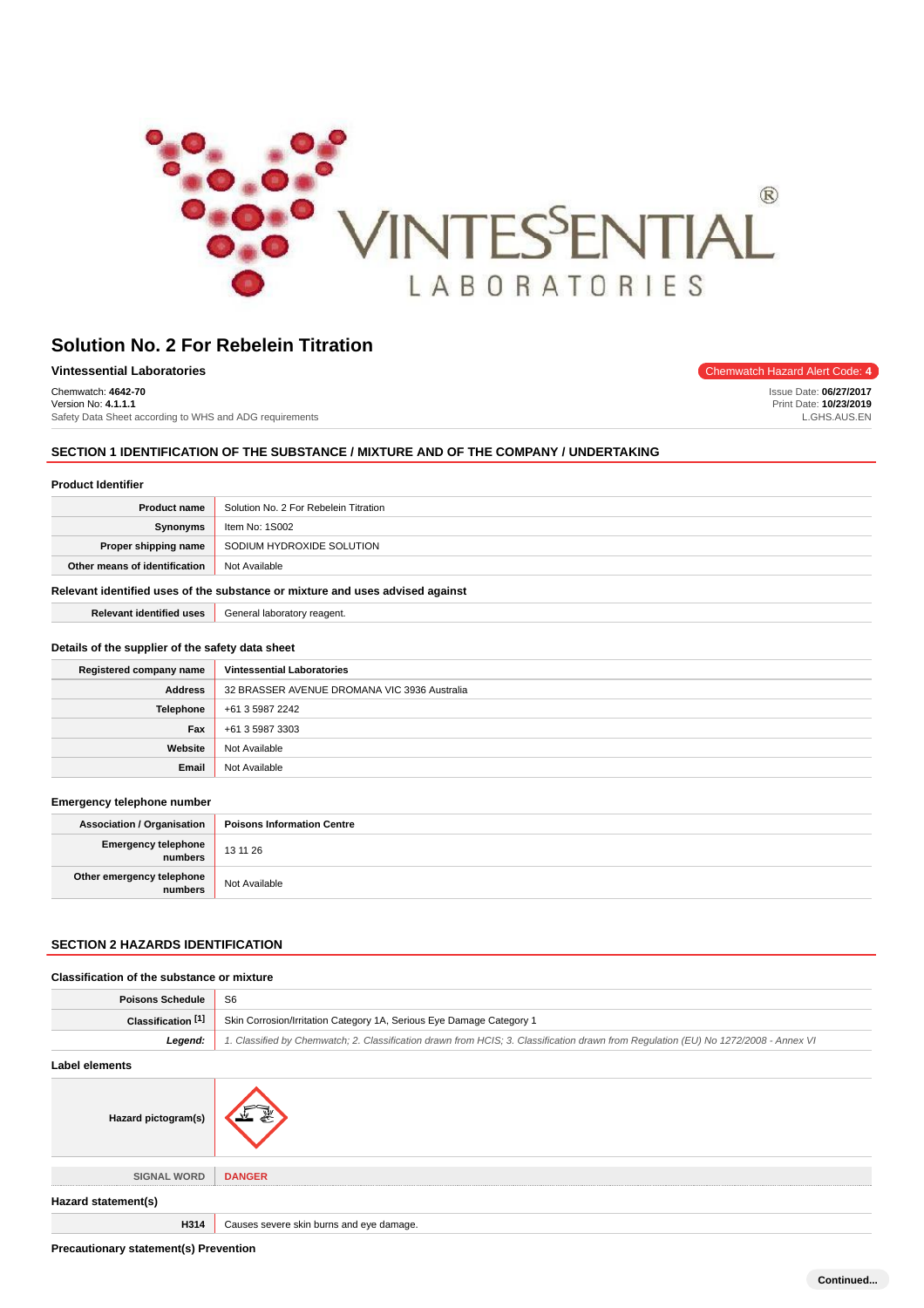# Solution No. 2 For Rebelein Titration

**Vintessential Laboratories**

Chemwatch Hazard Alert Code: 4

Chemwatch: **4642-70**
Version No: **4.1.1.1**
Safety Data Sheet according to WHS and ADG requirements

Issue Date: **06/27/2017**
Print Date: **10/23/2019**
L.GHS.AUS.EN

## SECTION 1 IDENTIFICATION OF THE SUBSTANCE / MIXTURE AND OF THE COMPANY / UNDERTAKING

### Product Identifier

| | |
|---|---|
| **Product name** | Solution No. 2 For Rebelein Titration |
| **Synonyms** | Item No: 1S002 |
| **Proper shipping name** | SODIUM HYDROXIDE SOLUTION |
| **Other means of identification** | Not Available |

### Relevant identified uses of the substance or mixture and uses advised against

| | |
|---|---|
| **Relevant identified uses** | General laboratory reagent. |

### Details of the supplier of the safety data sheet

| | |
|---|---|
| **Registered company name** | **Vintessential Laboratories** |
| **Address** | 32 BRASSER AVENUE DROMANA VIC 3936 Australia |
| **Telephone** | +61 3 5987 2242 |
| **Fax** | +61 3 5987 3303 |
| **Website** | Not Available |
| **Email** | Not Available |

### Emergency telephone number

| | |
|---|---|
| **Association / Organisation** | **Poisons Information Centre** |
| **Emergency telephone numbers** | 13 11 26 |
| **Other emergency telephone numbers** | Not Available |

## SECTION 2 HAZARDS IDENTIFICATION

### Classification of the substance or mixture

| | |
|---|---|
| **Poisons Schedule** | S6 |
| **Classification [1]** | Skin Corrosion/Irritation Category 1A, Serious Eye Damage Category 1 |
| ***Legend:*** | *1. Classified by Chemwatch; 2. Classification drawn from HCIS; 3. Classification drawn from Regulation (EU) No 1272/2008 - Annex VI* |

### Label elements

| | |
|---|---|
| **Hazard pictogram(s)** | |
| SIGNAL WORD | **DANGER** |

### Hazard statement(s)

| | |
|---|---|
| **H314** | Causes severe skin burns and eye damage. |

### Precautionary statement(s) Prevention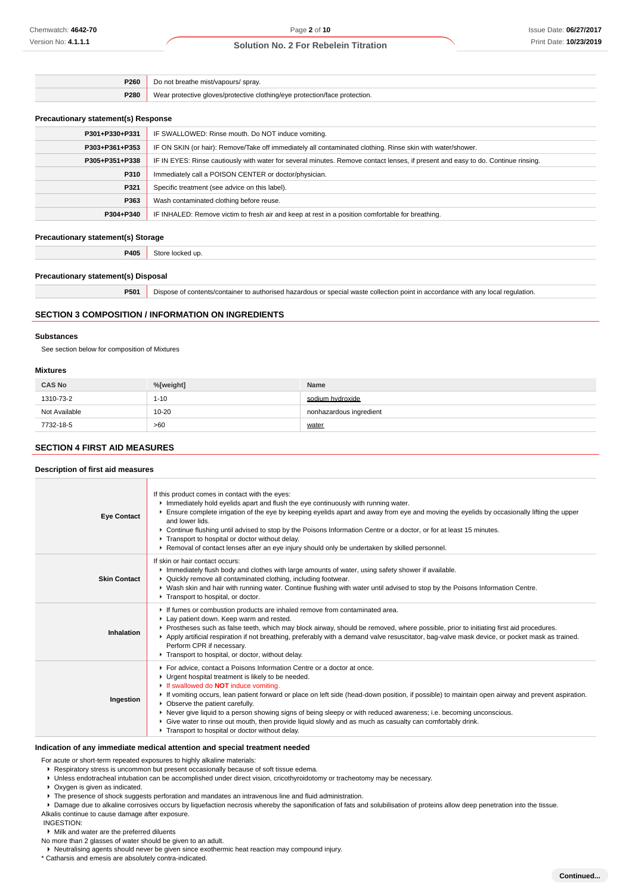| | |
|---|---|
| **P260** | Do not breathe mist/vapours/ spray. |
| **P280** | Wear protective gloves/protective clothing/eye protection/face protection. |

### Precautionary statement(s) Response

| | |
|---|---|
| **P301+P330+P331** | IF SWALLOWED: Rinse mouth. Do NOT induce vomiting. |
| **P303+P361+P353** | IF ON SKIN (or hair): Remove/Take off immediately all contaminated clothing. Rinse skin with water/shower. |
| **P305+P351+P338** | IF IN EYES: Rinse cautiously with water for several minutes. Remove contact lenses, if present and easy to do. Continue rinsing. |
| **P310** | Immediately call a POISON CENTER or doctor/physician. |
| **P321** | Specific treatment (see advice on this label). |
| **P363** | Wash contaminated clothing before reuse. |
| **P304+P340** | IF INHALED: Remove victim to fresh air and keep at rest in a position comfortable for breathing. |

### Precautionary statement(s) Storage

| | |
|---|---|
| **P405** | Store locked up. |

### Precautionary statement(s) Disposal

| | |
|---|---|
| **P501** | Dispose of contents/container to authorised hazardous or special waste collection point in accordance with any local regulation. |

## SECTION 3 COMPOSITION / INFORMATION ON INGREDIENTS

### Substances

See section below for composition of Mixtures

### Mixtures

| CAS No | %[weight] | Name |
|---|---|---|
| 1310-73-2 | 1-10 | sodium hydroxide |
| Not Available | 10-20 | nonhazardous ingredient |
| 7732-18-5 | >60 | water |

## SECTION 4 FIRST AID MEASURES

### Description of first aid measures

| | |
|---|---|
| **Eye Contact** | If this product comes in contact with the eyes:<br>▸ Immediately hold eyelids apart and flush the eye continuously with running water.<br>▸ Ensure complete irrigation of the eye by keeping eyelids apart and away from eye and moving the eyelids by occasionally lifting the upper and lower lids.<br>▸ Continue flushing until advised to stop by the Poisons Information Centre or a doctor, or for at least 15 minutes.<br>▸ Transport to hospital or doctor without delay.<br>▸ Removal of contact lenses after an eye injury should only be undertaken by skilled personnel. |
| **Skin Contact** | If skin or hair contact occurs:<br>▸ Immediately flush body and clothes with large amounts of water, using safety shower if available.<br>▸ Quickly remove all contaminated clothing, including footwear.<br>▸ Wash skin and hair with running water. Continue flushing with water until advised to stop by the Poisons Information Centre.<br>▸ Transport to hospital, or doctor. |
| **Inhalation** | ▸ If fumes or combustion products are inhaled remove from contaminated area.<br>▸ Lay patient down. Keep warm and rested.<br>▸ Prostheses such as false teeth, which may block airway, should be removed, where possible, prior to initiating first aid procedures.<br>▸ Apply artificial respiration if not breathing, preferably with a demand valve resuscitator, bag-valve mask device, or pocket mask as trained. Perform CPR if necessary.<br>▸ Transport to hospital, or doctor, without delay. |
| **Ingestion** | ▸ For advice, contact a Poisons Information Centre or a doctor at once.<br>▸ Urgent hospital treatment is likely to be needed.<br>▸ If swallowed do **NOT** induce vomiting.<br>▸ If vomiting occurs, lean patient forward or place on left side (head-down position, if possible) to maintain open airway and prevent aspiration.<br>▸ Observe the patient carefully.<br>▸ Never give liquid to a person showing signs of being sleepy or with reduced awareness; i.e. becoming unconscious.<br>▸ Give water to rinse out mouth, then provide liquid slowly and as much as casualty can comfortably drink.<br>▸ Transport to hospital or doctor without delay. |

### Indication of any immediate medical attention and special treatment needed

For acute or short-term repeated exposures to highly alkaline materials:

- Respiratory stress is uncommon but present occasionally because of soft tissue edema.
- Unless endotracheal intubation can be accomplished under direct vision, cricothyroidotomy or tracheotomy may be necessary.
- Oxygen is given as indicated.
- The presence of shock suggests perforation and mandates an intravenous line and fluid administration.
- Damage due to alkaline corrosives occurs by liquefaction necrosis whereby the saponification of fats and solubilisation of proteins allow deep penetration into the tissue.

Alkalis continue to cause damage after exposure.

INGESTION:

- Milk and water are the preferred diluents

No more than 2 glasses of water should be given to an adult.

- Neutralising agents should never be given since exothermic heat reaction may compound injury.

* Catharsis and emesis are absolutely contra-indicated.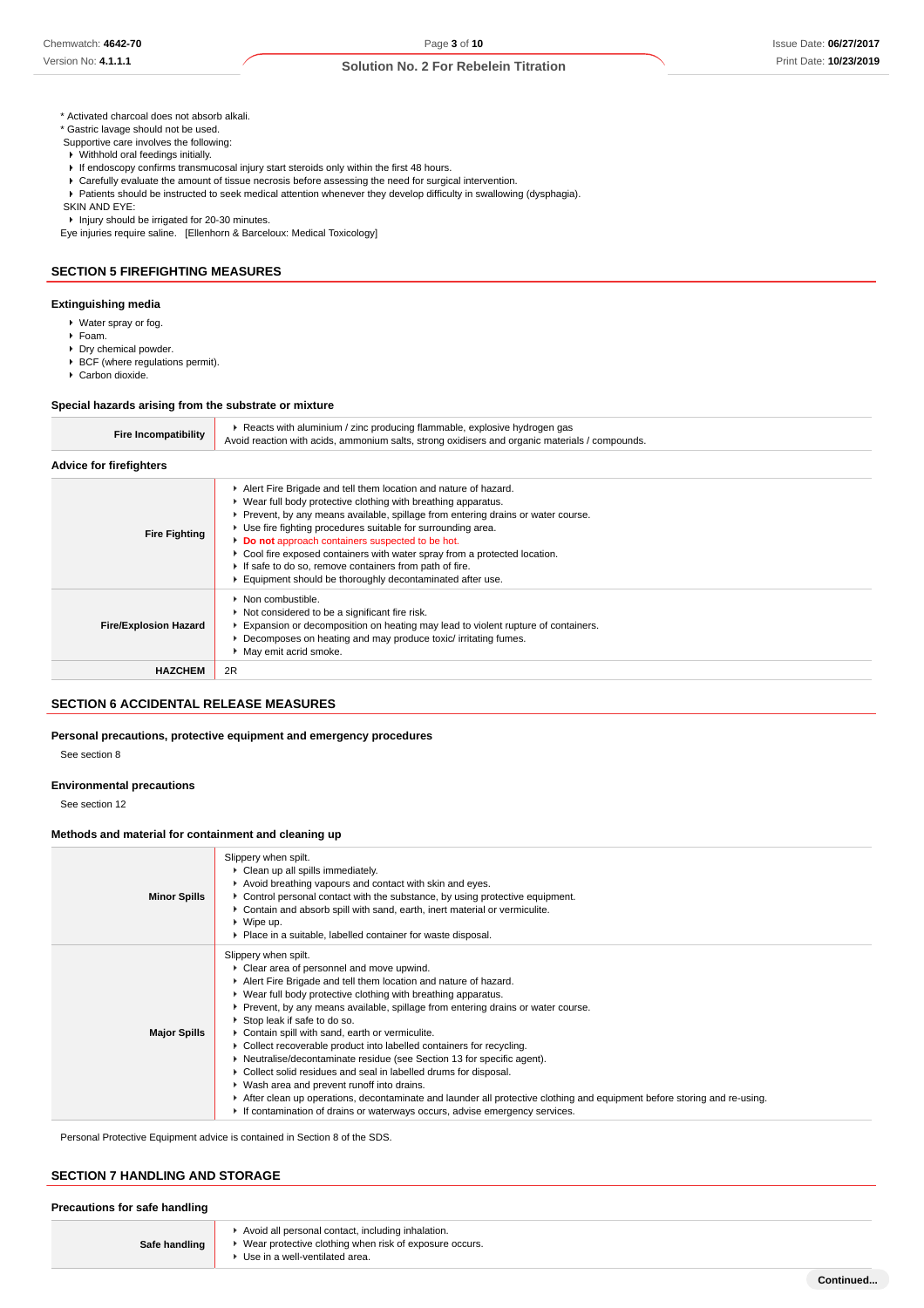* Activated charcoal does not absorb alkali.
* Gastric lavage should not be used.

Supportive care involves the following:

- Withhold oral feedings initially.
- If endoscopy confirms transmucosal injury start steroids only within the first 48 hours.
- Carefully evaluate the amount of tissue necrosis before assessing the need for surgical intervention.
- Patients should be instructed to seek medical attention whenever they develop difficulty in swallowing (dysphagia).

SKIN AND EYE:

- Injury should be irrigated for 20-30 minutes.

Eye injuries require saline. [Ellenhorn & Barceloux: Medical Toxicology]

## SECTION 5 FIREFIGHTING MEASURES

### Extinguishing media

- Water spray or fog.
- Foam.
- Dry chemical powder.
- BCF (where regulations permit).
- Carbon dioxide.

### Special hazards arising from the substrate or mixture

| | |
|---|---|
| **Fire Incompatibility** | ▸ Reacts with aluminium / zinc producing flammable, explosive hydrogen gas<br>Avoid reaction with acids, ammonium salts, strong oxidisers and organic materials / compounds. |

### Advice for firefighters

| | |
|---|---|
| **Fire Fighting** | ▸ Alert Fire Brigade and tell them location and nature of hazard.<br>▸ Wear full body protective clothing with breathing apparatus.<br>▸ Prevent, by any means available, spillage from entering drains or water course.<br>▸ Use fire fighting procedures suitable for surrounding area.<br>▸ **Do not** approach containers suspected to be hot.<br>▸ Cool fire exposed containers with water spray from a protected location.<br>▸ If safe to do so, remove containers from path of fire.<br>▸ Equipment should be thoroughly decontaminated after use. |
| **Fire/Explosion Hazard** | ▸ Non combustible.<br>▸ Not considered to be a significant fire risk.<br>▸ Expansion or decomposition on heating may lead to violent rupture of containers.<br>▸ Decomposes on heating and may produce toxic/ irritating fumes.<br>▸ May emit acrid smoke. |
| **HAZCHEM** | 2R |

## SECTION 6 ACCIDENTAL RELEASE MEASURES

### Personal precautions, protective equipment and emergency procedures

See section 8

### Environmental precautions

See section 12

### Methods and material for containment and cleaning up

| | |
|---|---|
| **Minor Spills** | Slippery when spilt.<br>▸ Clean up all spills immediately.<br>▸ Avoid breathing vapours and contact with skin and eyes.<br>▸ Control personal contact with the substance, by using protective equipment.<br>▸ Contain and absorb spill with sand, earth, inert material or vermiculite.<br>▸ Wipe up.<br>▸ Place in a suitable, labelled container for waste disposal. |
| **Major Spills** | Slippery when spilt.<br>▸ Clear area of personnel and move upwind.<br>▸ Alert Fire Brigade and tell them location and nature of hazard.<br>▸ Wear full body protective clothing with breathing apparatus.<br>▸ Prevent, by any means available, spillage from entering drains or water course.<br>▸ Stop leak if safe to do so.<br>▸ Contain spill with sand, earth or vermiculite.<br>▸ Collect recoverable product into labelled containers for recycling.<br>▸ Neutralise/decontaminate residue (see Section 13 for specific agent).<br>▸ Collect solid residues and seal in labelled drums for disposal.<br>▸ Wash area and prevent runoff into drains.<br>▸ After clean up operations, decontaminate and launder all protective clothing and equipment before storing and re-using.<br>▸ If contamination of drains or waterways occurs, advise emergency services. |

Personal Protective Equipment advice is contained in Section 8 of the SDS.

## SECTION 7 HANDLING AND STORAGE

### Precautions for safe handling

| | |
|---|---|
| **Safe handling** | ▸ Avoid all personal contact, including inhalation.<br>▸ Wear protective clothing when risk of exposure occurs.<br>▸ Use in a well-ventilated area. |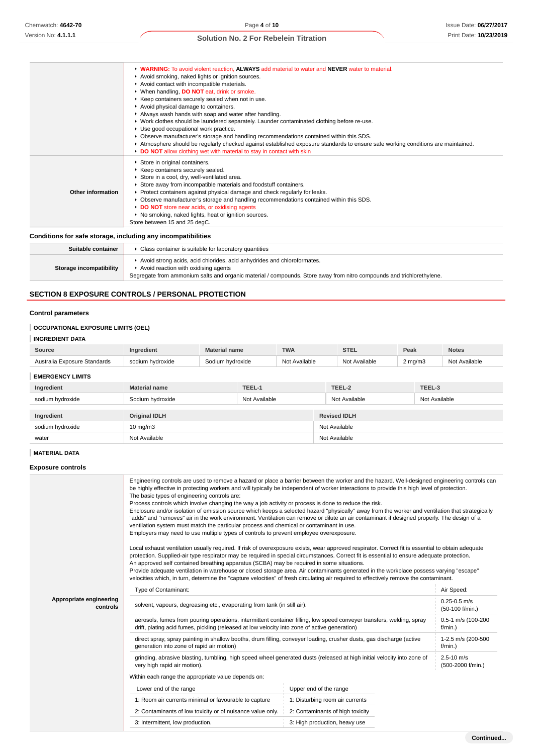| | |
|---|---|
| | ▸ **WARNING:** To avoid violent reaction, **ALWAYS** add material to water and **NEVER** water to material.<br>▸ Avoid smoking, naked lights or ignition sources.<br>▸ Avoid contact with incompatible materials.<br>▸ When handling, **DO NOT** eat, drink or smoke.<br>▸ Keep containers securely sealed when not in use.<br>▸ Avoid physical damage to containers.<br>▸ Always wash hands with soap and water after handling.<br>▸ Work clothes should be laundered separately. Launder contaminated clothing before re-use.<br>▸ Use good occupational work practice.<br>▸ Observe manufacturer's storage and handling recommendations contained within this SDS.<br>▸ Atmosphere should be regularly checked against established exposure standards to ensure safe working conditions are maintained.<br>▸ **DO NOT** allow clothing wet with material to stay in contact with skin |
| **Other information** | ▸ Store in original containers.<br>▸ Keep containers securely sealed.<br>▸ Store in a cool, dry, well-ventilated area.<br>▸ Store away from incompatible materials and foodstuff containers.<br>▸ Protect containers against physical damage and check regularly for leaks.<br>▸ Observe manufacturer's storage and handling recommendations contained within this SDS.<br>▸ **DO NOT** store near acids, or oxidising agents<br>▸ No smoking, naked lights, heat or ignition sources.<br>Store between 15 and 25 degC. |

### Conditions for safe storage, including any incompatibilities

| | |
|---|---|
| **Suitable container** | ▸ Glass container is suitable for laboratory quantities |
| **Storage incompatibility** | ▸ Avoid strong acids, acid chlorides, acid anhydrides and chloroformates.<br>▸ Avoid reaction with oxidising agents<br>Segregate from ammonium salts and organic material / compounds. Store away from nitro compounds and trichlorethylene. |

## SECTION 8 EXPOSURE CONTROLS / PERSONAL PROTECTION

### Control parameters

#### OCCUPATIONAL EXPOSURE LIMITS (OEL)

#### INGREDIENT DATA

| Source | Ingredient | Material name | TWA | STEL | Peak | Notes |
|---|---|---|---|---|---|---|
| Australia Exposure Standards | sodium hydroxide | Sodium hydroxide | Not Available | Not Available | 2 mg/m3 | Not Available |

#### EMERGENCY LIMITS

| Ingredient | Material name | TEEL-1 | TEEL-2 | TEEL-3 |
|---|---|---|---|---|
| sodium hydroxide | Sodium hydroxide | Not Available | Not Available | Not Available |

| Ingredient | Original IDLH | Revised IDLH |
|---|---|---|
| sodium hydroxide | 10 mg/m3 | Not Available |
| water | Not Available | Not Available |

#### MATERIAL DATA

### Exposure controls

**Appropriate engineering controls**

Engineering controls are used to remove a hazard or place a barrier between the worker and the hazard. Well-designed engineering controls can be highly effective in protecting workers and will typically be independent of worker interactions to provide this high level of protection.
The basic types of engineering controls are:
Process controls which involve changing the way a job activity or process is done to reduce the risk.
Enclosure and/or isolation of emission source which keeps a selected hazard "physically" away from the worker and ventilation that strategically "adds" and "removes" air in the work environment. Ventilation can remove or dilute an air contaminant if designed properly. The design of a ventilation system must match the particular process and chemical or contaminant in use.
Employers may need to use multiple types of controls to prevent employee overexposure.

Local exhaust ventilation usually required. If risk of overexposure exists, wear approved respirator. Correct fit is essential to obtain adequate protection. Supplied-air type respirator may be required in special circumstances. Correct fit is essential to ensure adequate protection.
An approved self contained breathing apparatus (SCBA) may be required in some situations.
Provide adequate ventilation in warehouse or closed storage area. Air contaminants generated in the workplace possess varying "escape" velocities which, in turn, determine the "capture velocities" of fresh circulating air required to effectively remove the contaminant.

| Type of Contaminant: | Air Speed: |
|---|---|
| solvent, vapours, degreasing etc., evaporating from tank (in still air). | 0.25-0.5 m/s (50-100 f/min.) |
| aerosols, fumes from pouring operations, intermittent container filling, low speed conveyer transfers, welding, spray drift, plating acid fumes, pickling (released at low velocity into zone of active generation) | 0.5-1 m/s (100-200 f/min.) |
| direct spray, spray painting in shallow booths, drum filling, conveyer loading, crusher dusts, gas discharge (active generation into zone of rapid air motion) | 1-2.5 m/s (200-500 f/min.) |
| grinding, abrasive blasting, tumbling, high speed wheel generated dusts (released at high initial velocity into zone of very high rapid air motion). | 2.5-10 m/s (500-2000 f/min.) |

Within each range the appropriate value depends on:

| Lower end of the range | Upper end of the range |
|---|---|
| 1: Room air currents minimal or favourable to capture | 1: Disturbing room air currents |
| 2: Contaminants of low toxicity or of nuisance value only. | 2: Contaminants of high toxicity |
| 3: Intermittent, low production. | 3: High production, heavy use |

Continued...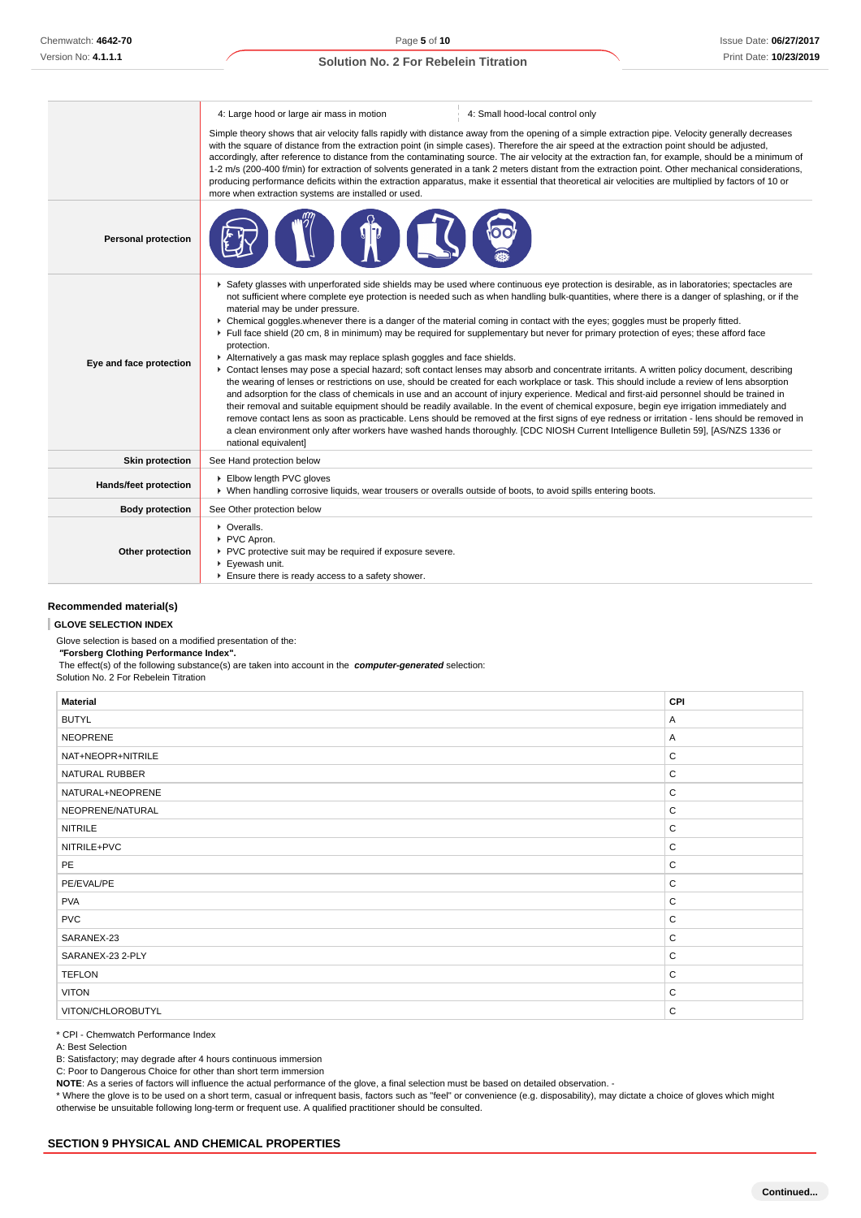| | |
|---|---|
| | 4: Large hood or large air mass in motion · 4: Small hood-local control only<br><br>Simple theory shows that air velocity falls rapidly with distance away from the opening of a simple extraction pipe. Velocity generally decreases with the square of distance from the extraction point (in simple cases). Therefore the air speed at the extraction point should be adjusted, accordingly, after reference to distance from the contaminating source. The air velocity at the extraction fan, for example, should be a minimum of 1-2 m/s (200-400 f/min) for extraction of solvents generated in a tank 2 meters distant from the extraction point. Other mechanical considerations, producing performance deficits within the extraction apparatus, make it essential that theoretical air velocities are multiplied by factors of 10 or more when extraction systems are installed or used. |
| **Personal protection** | |
| **Eye and face protection** | ▸ Safety glasses with unperforated side shields may be used where continuous eye protection is desirable, as in laboratories; spectacles are not sufficient where complete eye protection is needed such as when handling bulk-quantities, where there is a danger of splashing, or if the material may be under pressure.<br>▸ Chemical goggles.whenever there is a danger of the material coming in contact with the eyes; goggles must be properly fitted.<br>▸ Full face shield (20 cm, 8 in minimum) may be required for supplementary but never for primary protection of eyes; these afford face protection.<br>▸ Alternatively a gas mask may replace splash goggles and face shields.<br>▸ Contact lenses may pose a special hazard; soft contact lenses may absorb and concentrate irritants. A written policy document, describing the wearing of lenses or restrictions on use, should be created for each workplace or task. This should include a review of lens absorption and adsorption for the class of chemicals in use and an account of injury experience. Medical and first-aid personnel should be trained in their removal and suitable equipment should be readily available. In the event of chemical exposure, begin eye irrigation immediately and remove contact lens as soon as practicable. Lens should be removed at the first signs of eye redness or irritation - lens should be removed in a clean environment only after workers have washed hands thoroughly. [CDC NIOSH Current Intelligence Bulletin 59], [AS/NZS 1336 or national equivalent] |
| **Skin protection** | See Hand protection below |
| **Hands/feet protection** | ▸ Elbow length PVC gloves<br>▸ When handling corrosive liquids, wear trousers or overalls outside of boots, to avoid spills entering boots. |
| **Body protection** | See Other protection below |
| **Other protection** | ▸ Overalls.<br>▸ PVC Apron.<br>▸ PVC protective suit may be required if exposure severe.<br>▸ Eyewash unit.<br>▸ Ensure there is ready access to a safety shower. |

### Recommended material(s)

**GLOVE SELECTION INDEX**

Glove selection is based on a modified presentation of the:
***"Forsberg Clothing Performance Index".***
The effect(s) of the following substance(s) are taken into account in the ***computer-generated*** selection:
Solution No. 2 For Rebelein Titration

| Material | CPI |
|---|---|
| BUTYL | A |
| NEOPRENE | A |
| NAT+NEOPR+NITRILE | C |
| NATURAL RUBBER | C |
| NATURAL+NEOPRENE | C |
| NEOPRENE/NATURAL | C |
| NITRILE | C |
| NITRILE+PVC | C |
| PE | C |
| PE/EVAL/PE | C |
| PVA | C |
| PVC | C |
| SARANEX-23 | C |
| SARANEX-23 2-PLY | C |
| TEFLON | C |
| VITON | C |
| VITON/CHLOROBUTYL | C |

* CPI - Chemwatch Performance Index
A: Best Selection
B: Satisfactory; may degrade after 4 hours continuous immersion
C: Poor to Dangerous Choice for other than short term immersion
**NOTE**: As a series of factors will influence the actual performance of the glove, a final selection must be based on detailed observation. -
* Where the glove is to be used on a short term, casual or infrequent basis, factors such as "feel" or convenience (e.g. disposability), may dictate a choice of gloves which might otherwise be unsuitable following long-term or frequent use. A qualified practitioner should be consulted.

## SECTION 9 PHYSICAL AND CHEMICAL PROPERTIES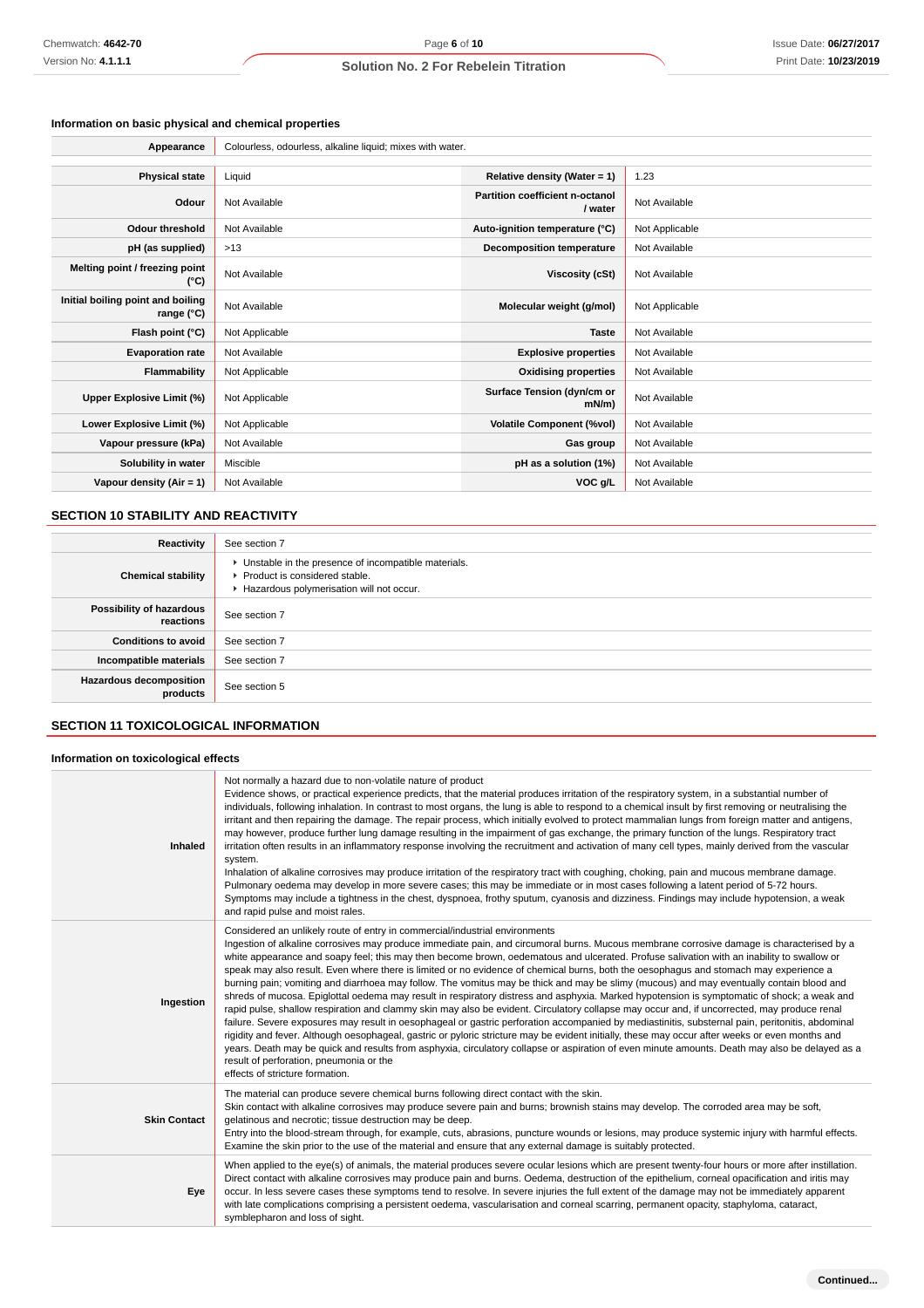### Information on basic physical and chemical properties

| Appearance | Colourless, odourless, alkaline liquid; mixes with water. | | |
|---|---|---|---|
| **Physical state** | Liquid | **Relative density (Water = 1)** | 1.23 |
| **Odour** | Not Available | **Partition coefficient n-octanol / water** | Not Available |
| **Odour threshold** | Not Available | **Auto-ignition temperature (°C)** | Not Applicable |
| **pH (as supplied)** | >13 | **Decomposition temperature** | Not Available |
| **Melting point / freezing point (°C)** | Not Available | **Viscosity (cSt)** | Not Available |
| **Initial boiling point and boiling range (°C)** | Not Available | **Molecular weight (g/mol)** | Not Applicable |
| **Flash point (°C)** | Not Applicable | **Taste** | Not Available |
| **Evaporation rate** | Not Available | **Explosive properties** | Not Available |
| **Flammability** | Not Applicable | **Oxidising properties** | Not Available |
| **Upper Explosive Limit (%)** | Not Applicable | **Surface Tension (dyn/cm or mN/m)** | Not Available |
| **Lower Explosive Limit (%)** | Not Applicable | **Volatile Component (%vol)** | Not Available |
| **Vapour pressure (kPa)** | Not Available | **Gas group** | Not Available |
| **Solubility in water** | Miscible | **pH as a solution (1%)** | Not Available |
| **Vapour density (Air = 1)** | Not Available | **VOC g/L** | Not Available |

## SECTION 10 STABILITY AND REACTIVITY

| | |
|---|---|
| **Reactivity** | See section 7 |
| **Chemical stability** | ‣ Unstable in the presence of incompatible materials.<br>‣ Product is considered stable.<br>‣ Hazardous polymerisation will not occur. |
| **Possibility of hazardous reactions** | See section 7 |
| **Conditions to avoid** | See section 7 |
| **Incompatible materials** | See section 7 |
| **Hazardous decomposition products** | See section 5 |

## SECTION 11 TOXICOLOGICAL INFORMATION

### Information on toxicological effects

| | |
|---|---|
| **Inhaled** | Not normally a hazard due to non-volatile nature of product<br>Evidence shows, or practical experience predicts, that the material produces irritation of the respiratory system, in a substantial number of individuals, following inhalation. In contrast to most organs, the lung is able to respond to a chemical insult by first removing or neutralising the irritant and then repairing the damage. The repair process, which initially evolved to protect mammalian lungs from foreign matter and antigens, may however, produce further lung damage resulting in the impairment of gas exchange, the primary function of the lungs. Respiratory tract irritation often results in an inflammatory response involving the recruitment and activation of many cell types, mainly derived from the vascular system.<br>Inhalation of alkaline corrosives may produce irritation of the respiratory tract with coughing, choking, pain and mucous membrane damage. Pulmonary oedema may develop in more severe cases; this may be immediate or in most cases following a latent period of 5-72 hours. Symptoms may include a tightness in the chest, dyspnoea, frothy sputum, cyanosis and dizziness. Findings may include hypotension, a weak and rapid pulse and moist rales. |
| **Ingestion** | Considered an unlikely route of entry in commercial/industrial environments<br>Ingestion of alkaline corrosives may produce immediate pain, and circumoral burns. Mucous membrane corrosive damage is characterised by a white appearance and soapy feel; this may then become brown, oedematous and ulcerated. Profuse salivation with an inability to swallow or speak may also result. Even where there is limited or no evidence of chemical burns, both the oesophagus and stomach may experience a burning pain; vomiting and diarrhoea may follow. The vomitus may be thick and may be slimy (mucous) and may eventually contain blood and shreds of mucosa. Epiglottal oedema may result in respiratory distress and asphyxia. Marked hypotension is symptomatic of shock; a weak and rapid pulse, shallow respiration and clammy skin may also be evident. Circulatory collapse may occur and, if uncorrected, may produce renal failure. Severe exposures may result in oesophageal or gastric perforation accompanied by mediastinitis, substernal pain, peritonitis, abdominal rigidity and fever. Although oesophageal, gastric or pyloric stricture may be evident initially, these may occur after weeks or even months and years. Death may be quick and results from asphyxia, circulatory collapse or aspiration of even minute amounts. Death may also be delayed as a result of perforation, pneumonia or the<br>effects of stricture formation. |
| **Skin Contact** | The material can produce severe chemical burns following direct contact with the skin.<br>Skin contact with alkaline corrosives may produce severe pain and burns; brownish stains may develop. The corroded area may be soft, gelatinous and necrotic; tissue destruction may be deep.<br>Entry into the blood-stream through, for example, cuts, abrasions, puncture wounds or lesions, may produce systemic injury with harmful effects. Examine the skin prior to the use of the material and ensure that any external damage is suitably protected. |
| **Eye** | When applied to the eye(s) of animals, the material produces severe ocular lesions which are present twenty-four hours or more after instillation.<br>Direct contact with alkaline corrosives may produce pain and burns. Oedema, destruction of the epithelium, corneal opacification and iritis may occur. In less severe cases these symptoms tend to resolve. In severe injuries the full extent of the damage may not be immediately apparent with late complications comprising a persistent oedema, vascularisation and corneal scarring, permanent opacity, staphyloma, cataract, symblepharon and loss of sight. |

**Continued...**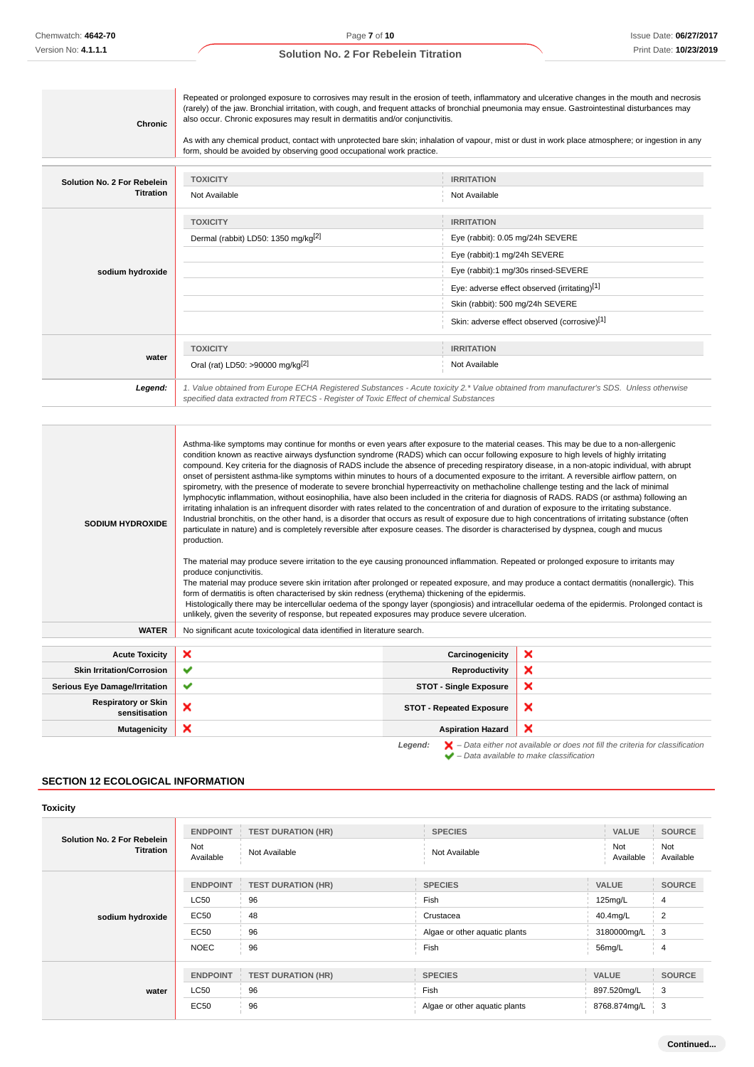| | |
|---|---|
| **Chronic** | Repeated or prolonged exposure to corrosives may result in the erosion of teeth, inflammatory and ulcerative changes in the mouth and necrosis (rarely) of the jaw. Bronchial irritation, with cough, and frequent attacks of bronchial pneumonia may ensue. Gastrointestinal disturbances may also occur. Chronic exposures may result in dermatitis and/or conjunctivitis.<br><br>As with any chemical product, contact with unprotected bare skin; inhalation of vapour, mist or dust in work place atmosphere; or ingestion in any form, should be avoided by observing good occupational work practice. |

| | TOXICITY | IRRITATION |
|---|---|---|
| **Solution No. 2 For Rebelein Titration** | Not Available | Not Available |
| **sodium hydroxide** | Dermal (rabbit) LD50: 1350 mg/kg[2] | Eye (rabbit): 0.05 mg/24h SEVERE |
| | | Eye (rabbit):1 mg/24h SEVERE |
| | | Eye (rabbit):1 mg/30s rinsed-SEVERE |
| | | Eye: adverse effect observed (irritating)[1] |
| | | Skin (rabbit): 500 mg/24h SEVERE |
| | | Skin: adverse effect observed (corrosive)[1] |
| **water** | Oral (rat) LD50: >90000 mg/kg[2] | Not Available |
| ***Legend:*** | *1. Value obtained from Europe ECHA Registered Substances - Acute toxicity 2.\* Value obtained from manufacturer's SDS. Unless otherwise specified data extracted from RTECS - Register of Toxic Effect of chemical Substances* | |

| | |
|---|---|
| **SODIUM HYDROXIDE** | Asthma-like symptoms may continue for months or even years after exposure to the material ceases. This may be due to a non-allergenic condition known as reactive airways dysfunction syndrome (RADS) which can occur following exposure to high levels of highly irritating compound. Key criteria for the diagnosis of RADS include the absence of preceding respiratory disease, in a non-atopic individual, with abrupt onset of persistent asthma-like symptoms within minutes to hours of a documented exposure to the irritant. A reversible airflow pattern, on spirometry, with the presence of moderate to severe bronchial hyperreactivity on methacholine challenge testing and the lack of minimal lymphocytic inflammation, without eosinophilia, have also been included in the criteria for diagnosis of RADS. RADS (or asthma) following an irritating inhalation is an infrequent disorder with rates related to the concentration of and duration of exposure to the irritating substance. Industrial bronchitis, on the other hand, is a disorder that occurs as result of exposure due to high concentrations of irritating substance (often particulate in nature) and is completely reversible after exposure ceases. The disorder is characterised by dyspnea, cough and mucus production.<br><br>The material may produce severe irritation to the eye causing pronounced inflammation. Repeated or prolonged exposure to irritants may produce conjunctivitis.<br>The material may produce severe skin irritation after prolonged or repeated exposure, and may produce a contact dermatitis (nonallergic). This form of dermatitis is often characterised by skin redness (erythema) thickening of the epidermis.<br>Histologically there may be intercellular oedema of the spongy layer (spongiosis) and intracellular oedema of the epidermis. Prolonged contact is unlikely, given the severity of response, but repeated exposures may produce severe ulceration. |
| **WATER** | No significant acute toxicological data identified in literature search. |

| | | | |
|---|---|---|---|
| **Acute Toxicity** | ✘ | **Carcinogenicity** | ✘ |
| **Skin Irritation/Corrosion** | ✔ | **Reproductivity** | ✘ |
| **Serious Eye Damage/Irritation** | ✔ | **STOT - Single Exposure** | ✘ |
| **Respiratory or Skin sensitisation** | ✘ | **STOT - Repeated Exposure** | ✘ |
| **Mutagenicity** | ✘ | **Aspiration Hazard** | ✘ |

***Legend:*** ✘ *– Data either not available or does not fill the criteria for classification*
✔ *– Data available to make classification*

## SECTION 12 ECOLOGICAL INFORMATION

### Toxicity

| | ENDPOINT | TEST DURATION (HR) | SPECIES | VALUE | SOURCE |
|---|---|---|---|---|---|
| **Solution No. 2 For Rebelein Titration** | Not Available | Not Available | Not Available | Not Available | Not Available |
| **sodium hydroxide** | LC50 | 96 | Fish | 125mg/L | 4 |
| | EC50 | 48 | Crustacea | 40.4mg/L | 2 |
| | EC50 | 96 | Algae or other aquatic plants | 3180000mg/L | 3 |
| | NOEC | 96 | Fish | 56mg/L | 4 |
| **water** | LC50 | 96 | Fish | 897.520mg/L | 3 |
| | EC50 | 96 | Algae or other aquatic plants | 8768.874mg/L | 3 |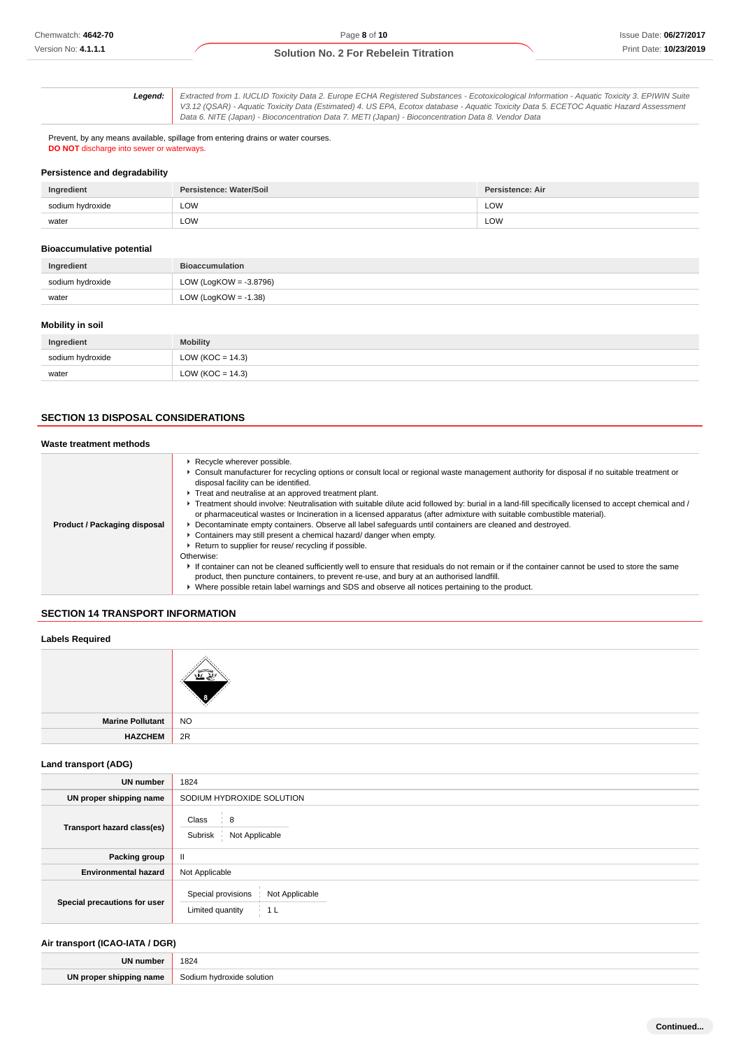| **Legend:** | *Extracted from 1. IUCLID Toxicity Data 2. Europe ECHA Registered Substances - Ecotoxicological Information - Aquatic Toxicity 3. EPIWIN Suite V3.12 (QSAR) - Aquatic Toxicity Data (Estimated) 4. US EPA, Ecotox database - Aquatic Toxicity Data 5. ECETOC Aquatic Hazard Assessment Data 6. NITE (Japan) - Bioconcentration Data 7. METI (Japan) - Bioconcentration Data 8. Vendor Data* |
|---|---|

Prevent, by any means available, spillage from entering drains or water courses.
**DO NOT** discharge into sewer or waterways.

### Persistence and degradability

| Ingredient | Persistence: Water/Soil | Persistence: Air |
|---|---|---|
| sodium hydroxide | LOW | LOW |
| water | LOW | LOW |

### Bioaccumulative potential

| Ingredient | Bioaccumulation |
|---|---|
| sodium hydroxide | LOW (LogKOW = -3.8796) |
| water | LOW (LogKOW = -1.38) |

### Mobility in soil

| Ingredient | Mobility |
|---|---|
| sodium hydroxide | LOW (KOC = 14.3) |
| water | LOW (KOC = 14.3) |

## SECTION 13 DISPOSAL CONSIDERATIONS

### Waste treatment methods

| | |
|---|---|
| **Product / Packaging disposal** | ▸ Recycle wherever possible.<br>▸ Consult manufacturer for recycling options or consult local or regional waste management authority for disposal if no suitable treatment or disposal facility can be identified.<br>▸ Treat and neutralise at an approved treatment plant.<br>▸ Treatment should involve: Neutralisation with suitable dilute acid followed by: burial in a land-fill specifically licensed to accept chemical and / or pharmaceutical wastes or Incineration in a licensed apparatus (after admixture with suitable combustible material).<br>▸ Decontaminate empty containers. Observe all label safeguards until containers are cleaned and destroyed.<br>▸ Containers may still present a chemical hazard/ danger when empty.<br>▸ Return to supplier for reuse/ recycling if possible.<br>Otherwise:<br>▸ If container can not be cleaned sufficiently well to ensure that residuals do not remain or if the container cannot be used to store the same product, then puncture containers, to prevent re-use, and bury at an authorised landfill.<br>▸ Where possible retain label warnings and SDS and observe all notices pertaining to the product. |

## SECTION 14 TRANSPORT INFORMATION

### Labels Required

| | |
|---|---|
| | |
| **Marine Pollutant** | NO |
| **HAZCHEM** | 2R |

### Land transport (ADG)

| | |
|---|---|
| **UN number** | 1824 |
| **UN proper shipping name** | SODIUM HYDROXIDE SOLUTION |
| **Transport hazard class(es)** | Class: 8<br>Subrisk: Not Applicable |
| **Packing group** | II |
| **Environmental hazard** | Not Applicable |
| **Special precautions for user** | Special provisions: Not Applicable<br>Limited quantity: 1 L |

### Air transport (ICAO-IATA / DGR)

| | |
|---|---|
| **UN number** | 1824 |
| **UN proper shipping name** | Sodium hydroxide solution |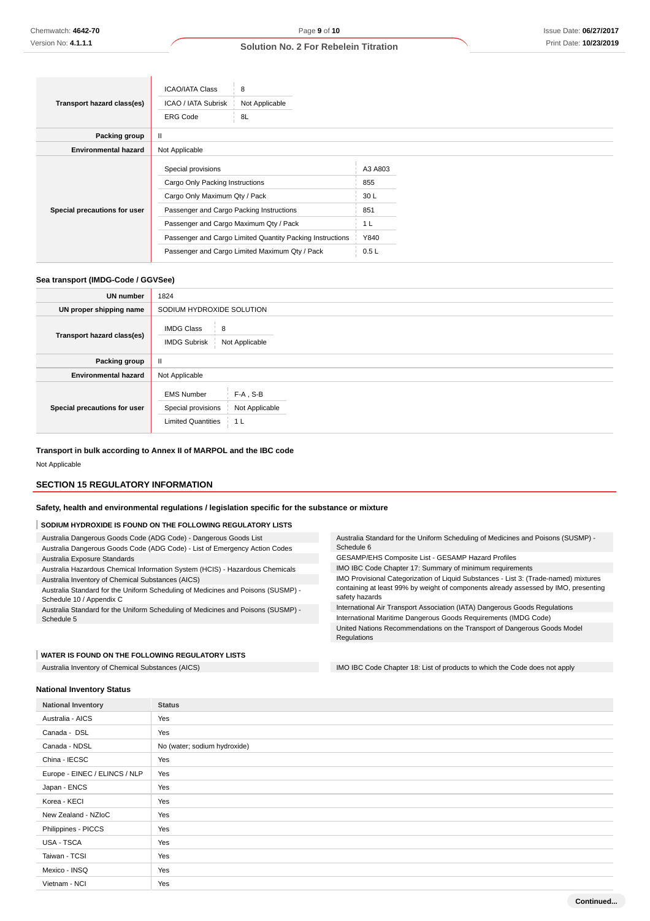| | |
|---|---|
| **Transport hazard class(es)** | ICAO/IATA Class: 8<br>ICAO / IATA Subrisk: Not Applicable<br>ERG Code: 8L |
| **Packing group** | II |
| **Environmental hazard** | Not Applicable |
| **Special precautions for user** | Special provisions: A3 A803<br>Cargo Only Packing Instructions: 855<br>Cargo Only Maximum Qty / Pack: 30 L<br>Passenger and Cargo Packing Instructions: 851<br>Passenger and Cargo Maximum Qty / Pack: 1 L<br>Passenger and Cargo Limited Quantity Packing Instructions: Y840<br>Passenger and Cargo Limited Maximum Qty / Pack: 0.5 L |

### Sea transport (IMDG-Code / GGVSee)

| | |
|---|---|
| **UN number** | 1824 |
| **UN proper shipping name** | SODIUM HYDROXIDE SOLUTION |
| **Transport hazard class(es)** | IMDG Class: 8<br>IMDG Subrisk: Not Applicable |
| **Packing group** | II |
| **Environmental hazard** | Not Applicable |
| **Special precautions for user** | EMS Number: F-A , S-B<br>Special provisions: Not Applicable<br>Limited Quantities: 1 L |

### Transport in bulk according to Annex II of MARPOL and the IBC code

Not Applicable

## SECTION 15 REGULATORY INFORMATION

### Safety, health and environmental regulations / legislation specific for the substance or mixture

#### SODIUM HYDROXIDE IS FOUND ON THE FOLLOWING REGULATORY LISTS

- Australia Dangerous Goods Code (ADG Code) - Dangerous Goods List
- Australia Dangerous Goods Code (ADG Code) - List of Emergency Action Codes
- Australia Exposure Standards
- Australia Hazardous Chemical Information System (HCIS) - Hazardous Chemicals
- Australia Inventory of Chemical Substances (AICS)
- Australia Standard for the Uniform Scheduling of Medicines and Poisons (SUSMP) - Schedule 10 / Appendix C
- Australia Standard for the Uniform Scheduling of Medicines and Poisons (SUSMP) - Schedule 5
- Australia Standard for the Uniform Scheduling of Medicines and Poisons (SUSMP) - Schedule 6
- GESAMP/EHS Composite List - GESAMP Hazard Profiles
- IMO IBC Code Chapter 17: Summary of minimum requirements
- IMO Provisional Categorization of Liquid Substances - List 3: (Trade-named) mixtures containing at least 99% by weight of components already assessed by IMO, presenting safety hazards
- International Air Transport Association (IATA) Dangerous Goods Regulations
- International Maritime Dangerous Goods Requirements (IMDG Code)
- United Nations Recommendations on the Transport of Dangerous Goods Model Regulations

#### WATER IS FOUND ON THE FOLLOWING REGULATORY LISTS

- Australia Inventory of Chemical Substances (AICS)
- IMO IBC Code Chapter 18: List of products to which the Code does not apply

### National Inventory Status

| National Inventory | Status |
|---|---|
| Australia - AICS | Yes |
| Canada - DSL | Yes |
| Canada - NDSL | No (water; sodium hydroxide) |
| China - IECSC | Yes |
| Europe - EINEC / ELINCS / NLP | Yes |
| Japan - ENCS | Yes |
| Korea - KECI | Yes |
| New Zealand - NZIoC | Yes |
| Philippines - PICCS | Yes |
| USA - TSCA | Yes |
| Taiwan - TCSI | Yes |
| Mexico - INSQ | Yes |
| Vietnam - NCI | Yes |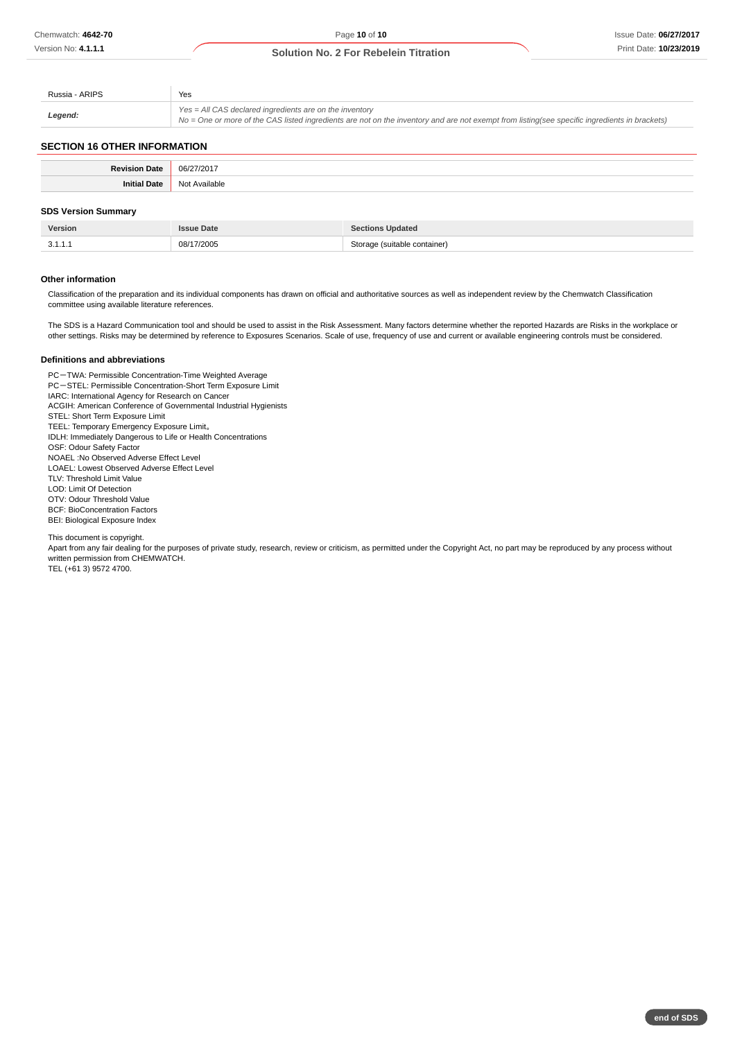| | |
|---|---|
| Russia - ARIPS | Yes |
| ***Legend:*** | *Yes = All CAS declared ingredients are on the inventory*<br>*No = One or more of the CAS listed ingredients are not on the inventory and are not exempt from listing(see specific ingredients in brackets)* |

## SECTION 16 OTHER INFORMATION

| | |
|---|---|
| **Revision Date** | 06/27/2017 |
| **Initial Date** | Not Available |

### SDS Version Summary

| Version | Issue Date | Sections Updated |
|---|---|---|
| 3.1.1.1 | 08/17/2005 | Storage (suitable container) |

### Other information

Classification of the preparation and its individual components has drawn on official and authoritative sources as well as independent review by the Chemwatch Classification committee using available literature references.

The SDS is a Hazard Communication tool and should be used to assist in the Risk Assessment. Many factors determine whether the reported Hazards are Risks in the workplace or other settings. Risks may be determined by reference to Exposures Scenarios. Scale of use, frequency of use and current or available engineering controls must be considered.

### Definitions and abbreviations

PC－TWA: Permissible Concentration-Time Weighted Average
PC－STEL: Permissible Concentration-Short Term Exposure Limit
IARC: International Agency for Research on Cancer
ACGIH: American Conference of Governmental Industrial Hygienists
STEL: Short Term Exposure Limit
TEEL: Temporary Emergency Exposure Limit。
IDLH: Immediately Dangerous to Life or Health Concentrations
OSF: Odour Safety Factor
NOAEL :No Observed Adverse Effect Level
LOAEL: Lowest Observed Adverse Effect Level
TLV: Threshold Limit Value
LOD: Limit Of Detection
OTV: Odour Threshold Value
BCF: BioConcentration Factors
BEI: Biological Exposure Index

This document is copyright.
Apart from any fair dealing for the purposes of private study, research, review or criticism, as permitted under the Copyright Act, no part may be reproduced by any process without written permission from CHEMWATCH.
TEL (+61 3) 9572 4700.

**end of SDS**